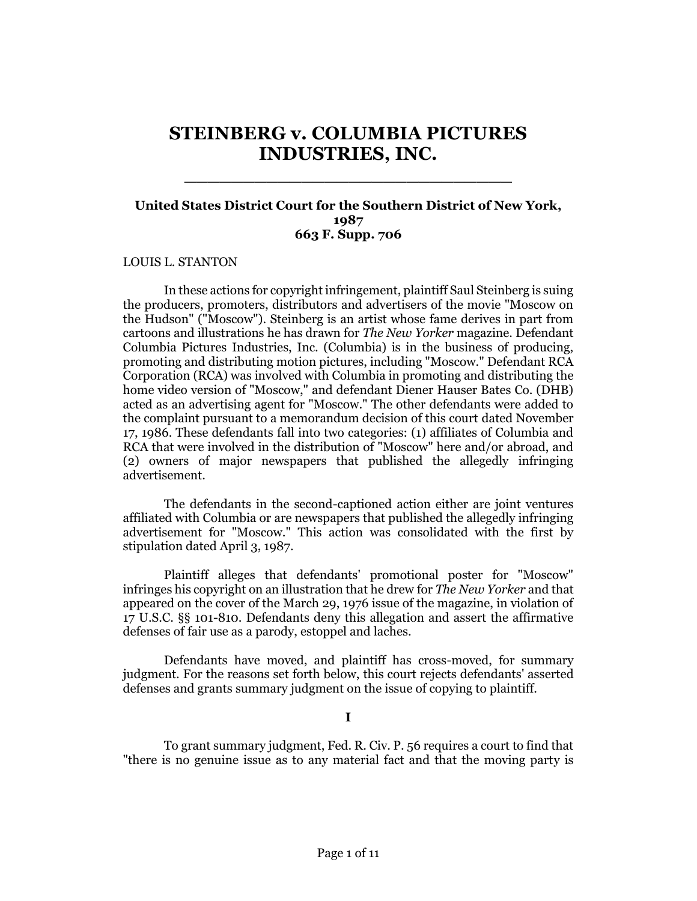# STEINBERG v. COLUMBIA PICTURES INDUSTRIES, INC.

---

**United States District Court for the Southern District of New York, 1987**
**663 F. Supp. 706**

LOUIS L. STANTON

In these actions for copyright infringement, plaintiff Saul Steinberg is suing the producers, promoters, distributors and advertisers of the movie "Moscow on the Hudson" ("Moscow"). Steinberg is an artist whose fame derives in part from cartoons and illustrations he has drawn for *The New Yorker* magazine. Defendant Columbia Pictures Industries, Inc. (Columbia) is in the business of producing, promoting and distributing motion pictures, including "Moscow." Defendant RCA Corporation (RCA) was involved with Columbia in promoting and distributing the home video version of "Moscow," and defendant Diener Hauser Bates Co. (DHB) acted as an advertising agent for "Moscow." The other defendants were added to the complaint pursuant to a memorandum decision of this court dated November 17, 1986. These defendants fall into two categories: (1) affiliates of Columbia and RCA that were involved in the distribution of "Moscow" here and/or abroad, and (2) owners of major newspapers that published the allegedly infringing advertisement.

The defendants in the second-captioned action either are joint ventures affiliated with Columbia or are newspapers that published the allegedly infringing advertisement for "Moscow." This action was consolidated with the first by stipulation dated April 3, 1987.

Plaintiff alleges that defendants' promotional poster for "Moscow" infringes his copyright on an illustration that he drew for *The New Yorker* and that appeared on the cover of the March 29, 1976 issue of the magazine, in violation of 17 U.S.C. §§ 101-810. Defendants deny this allegation and assert the affirmative defenses of fair use as a parody, estoppel and laches.

Defendants have moved, and plaintiff has cross-moved, for summary judgment. For the reasons set forth below, this court rejects defendants' asserted defenses and grants summary judgment on the issue of copying to plaintiff.

## I

To grant summary judgment, Fed. R. Civ. P. 56 requires a court to find that "there is no genuine issue as to any material fact and that the moving party is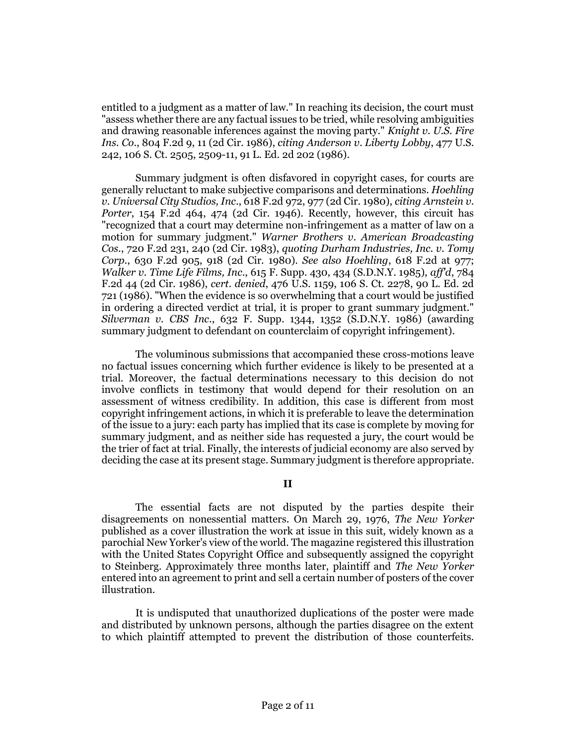entitled to a judgment as a matter of law." In reaching its decision, the court must "assess whether there are any factual issues to be tried, while resolving ambiguities and drawing reasonable inferences against the moving party." *Knight v. U.S. Fire Ins. Co.*, 804 F.2d 9, 11 (2d Cir. 1986), *citing Anderson v. Liberty Lobby*, 477 U.S. 242, 106 S. Ct. 2505, 2509-11, 91 L. Ed. 2d 202 (1986).

Summary judgment is often disfavored in copyright cases, for courts are generally reluctant to make subjective comparisons and determinations. *Hoehling v. Universal City Studios, Inc.*, 618 F.2d 972, 977 (2d Cir. 1980), *citing Arnstein v. Porter*, 154 F.2d 464, 474 (2d Cir. 1946). Recently, however, this circuit has "recognized that a court may determine non-infringement as a matter of law on a motion for summary judgment." *Warner Brothers v. American Broadcasting Cos.*, 720 F.2d 231, 240 (2d Cir. 1983), *quoting Durham Industries, Inc. v. Tomy Corp.*, 630 F.2d 905, 918 (2d Cir. 1980). *See also Hoehling*, 618 F.2d at 977; *Walker v. Time Life Films, Inc.*, 615 F. Supp. 430, 434 (S.D.N.Y. 1985), *aff'd*, 784 F.2d 44 (2d Cir. 1986), *cert. denied*, 476 U.S. 1159, 106 S. Ct. 2278, 90 L. Ed. 2d 721 (1986). "When the evidence is so overwhelming that a court would be justified in ordering a directed verdict at trial, it is proper to grant summary judgment." *Silverman v. CBS Inc.*, 632 F. Supp. 1344, 1352 (S.D.N.Y. 1986) (awarding summary judgment to defendant on counterclaim of copyright infringement).

The voluminous submissions that accompanied these cross-motions leave no factual issues concerning which further evidence is likely to be presented at a trial. Moreover, the factual determinations necessary to this decision do not involve conflicts in testimony that would depend for their resolution on an assessment of witness credibility. In addition, this case is different from most copyright infringement actions, in which it is preferable to leave the determination of the issue to a jury: each party has implied that its case is complete by moving for summary judgment, and as neither side has requested a jury, the court would be the trier of fact at trial. Finally, the interests of judicial economy are also served by deciding the case at its present stage. Summary judgment is therefore appropriate.

## II

The essential facts are not disputed by the parties despite their disagreements on nonessential matters. On March 29, 1976, *The New Yorker* published as a cover illustration the work at issue in this suit, widely known as a parochial New Yorker's view of the world. The magazine registered this illustration with the United States Copyright Office and subsequently assigned the copyright to Steinberg. Approximately three months later, plaintiff and *The New Yorker* entered into an agreement to print and sell a certain number of posters of the cover illustration.

It is undisputed that unauthorized duplications of the poster were made and distributed by unknown persons, although the parties disagree on the extent to which plaintiff attempted to prevent the distribution of those counterfeits.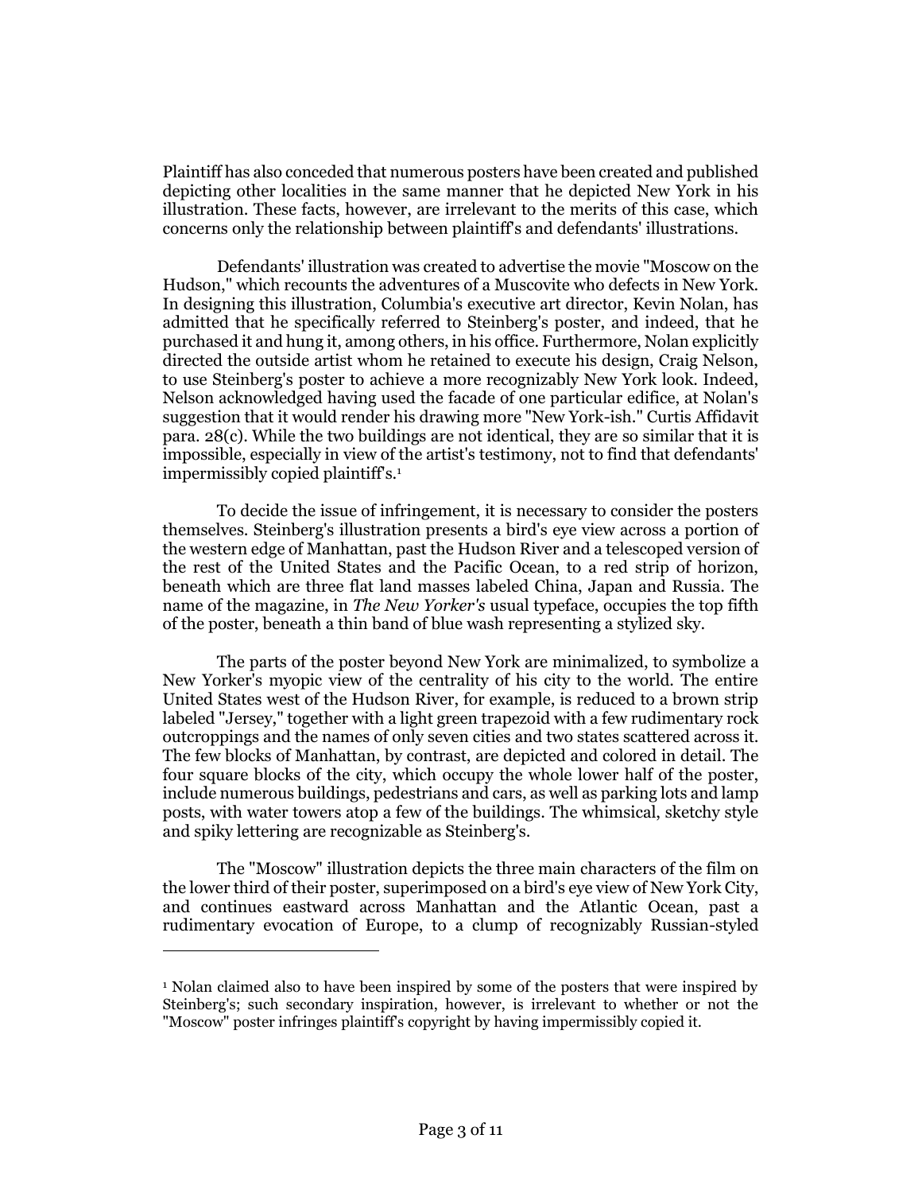Plaintiff has also conceded that numerous posters have been created and published depicting other localities in the same manner that he depicted New York in his illustration. These facts, however, are irrelevant to the merits of this case, which concerns only the relationship between plaintiff's and defendants' illustrations.

Defendants' illustration was created to advertise the movie "Moscow on the Hudson," which recounts the adventures of a Muscovite who defects in New York. In designing this illustration, Columbia's executive art director, Kevin Nolan, has admitted that he specifically referred to Steinberg's poster, and indeed, that he purchased it and hung it, among others, in his office. Furthermore, Nolan explicitly directed the outside artist whom he retained to execute his design, Craig Nelson, to use Steinberg's poster to achieve a more recognizably New York look. Indeed, Nelson acknowledged having used the facade of one particular edifice, at Nolan's suggestion that it would render his drawing more "New York-ish." Curtis Affidavit para. 28(c). While the two buildings are not identical, they are so similar that it is impossible, especially in view of the artist's testimony, not to find that defendants' impermissibly copied plaintiff's.[1]

To decide the issue of infringement, it is necessary to consider the posters themselves. Steinberg's illustration presents a bird's eye view across a portion of the western edge of Manhattan, past the Hudson River and a telescoped version of the rest of the United States and the Pacific Ocean, to a red strip of horizon, beneath which are three flat land masses labeled China, Japan and Russia. The name of the magazine, in *The New Yorker's* usual typeface, occupies the top fifth of the poster, beneath a thin band of blue wash representing a stylized sky.

The parts of the poster beyond New York are minimalized, to symbolize a New Yorker's myopic view of the centrality of his city to the world. The entire United States west of the Hudson River, for example, is reduced to a brown strip labeled "Jersey," together with a light green trapezoid with a few rudimentary rock outcroppings and the names of only seven cities and two states scattered across it. The few blocks of Manhattan, by contrast, are depicted and colored in detail. The four square blocks of the city, which occupy the whole lower half of the poster, include numerous buildings, pedestrians and cars, as well as parking lots and lamp posts, with water towers atop a few of the buildings. The whimsical, sketchy style and spiky lettering are recognizable as Steinberg's.

The "Moscow" illustration depicts the three main characters of the film on the lower third of their poster, superimposed on a bird's eye view of New York City, and continues eastward across Manhattan and the Atlantic Ocean, past a rudimentary evocation of Europe, to a clump of recognizably Russian-styled

---

[1] Nolan claimed also to have been inspired by some of the posters that were inspired by Steinberg's; such secondary inspiration, however, is irrelevant to whether or not the "Moscow" poster infringes plaintiff's copyright by having impermissibly copied it.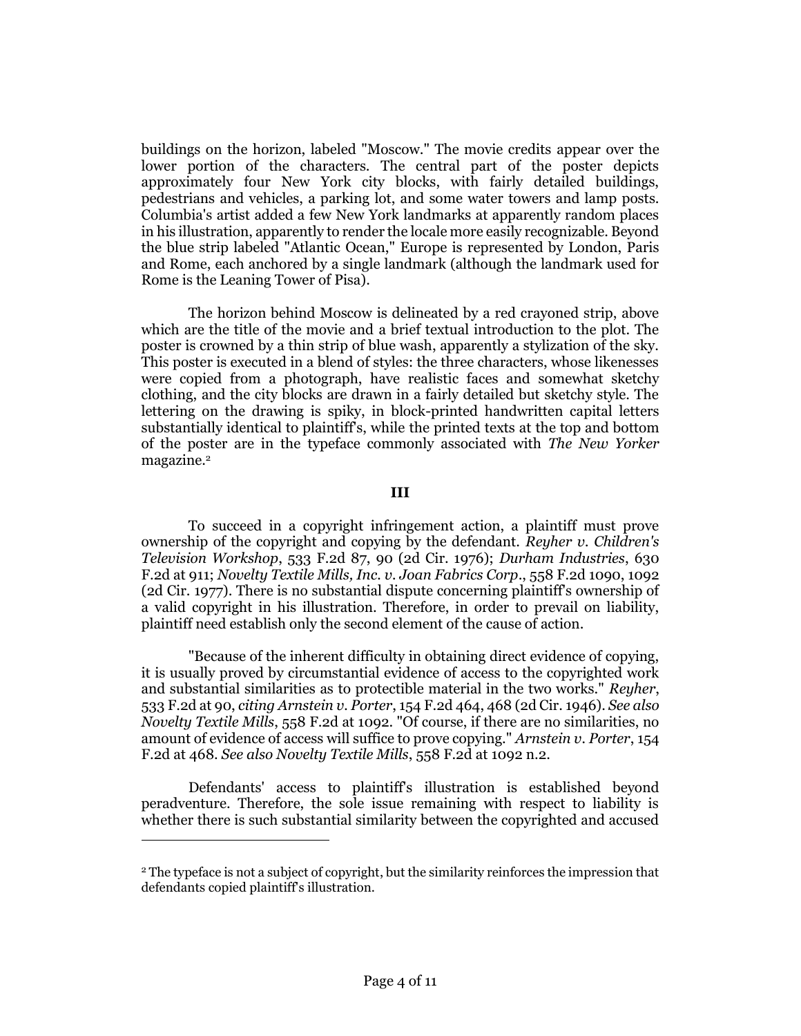buildings on the horizon, labeled "Moscow." The movie credits appear over the lower portion of the characters. The central part of the poster depicts approximately four New York city blocks, with fairly detailed buildings, pedestrians and vehicles, a parking lot, and some water towers and lamp posts. Columbia's artist added a few New York landmarks at apparently random places in his illustration, apparently to render the locale more easily recognizable. Beyond the blue strip labeled "Atlantic Ocean," Europe is represented by London, Paris and Rome, each anchored by a single landmark (although the landmark used for Rome is the Leaning Tower of Pisa).

The horizon behind Moscow is delineated by a red crayoned strip, above which are the title of the movie and a brief textual introduction to the plot. The poster is crowned by a thin strip of blue wash, apparently a stylization of the sky. This poster is executed in a blend of styles: the three characters, whose likenesses were copied from a photograph, have realistic faces and somewhat sketchy clothing, and the city blocks are drawn in a fairly detailed but sketchy style. The lettering on the drawing is spiky, in block-printed handwritten capital letters substantially identical to plaintiff's, while the printed texts at the top and bottom of the poster are in the typeface commonly associated with *The New Yorker* magazine.[2]

## III

To succeed in a copyright infringement action, a plaintiff must prove ownership of the copyright and copying by the defendant. *Reyher v. Children's Television Workshop*, 533 F.2d 87, 90 (2d Cir. 1976); *Durham Industries*, 630 F.2d at 911; *Novelty Textile Mills, Inc. v. Joan Fabrics Corp*., 558 F.2d 1090, 1092 (2d Cir. 1977). There is no substantial dispute concerning plaintiff's ownership of a valid copyright in his illustration. Therefore, in order to prevail on liability, plaintiff need establish only the second element of the cause of action.

"Because of the inherent difficulty in obtaining direct evidence of copying, it is usually proved by circumstantial evidence of access to the copyrighted work and substantial similarities as to protectible material in the two works." *Reyher*, 533 F.2d at 90, *citing Arnstein v. Porter*, 154 F.2d 464, 468 (2d Cir. 1946). *See also Novelty Textile Mills*, 558 F.2d at 1092. "Of course, if there are no similarities, no amount of evidence of access will suffice to prove copying." *Arnstein v. Porter*, 154 F.2d at 468. *See also Novelty Textile Mills*, 558 F.2d at 1092 n.2.

Defendants' access to plaintiff's illustration is established beyond peradventure. Therefore, the sole issue remaining with respect to liability is whether there is such substantial similarity between the copyrighted and accused

[2] The typeface is not a subject of copyright, but the similarity reinforces the impression that defendants copied plaintiff's illustration.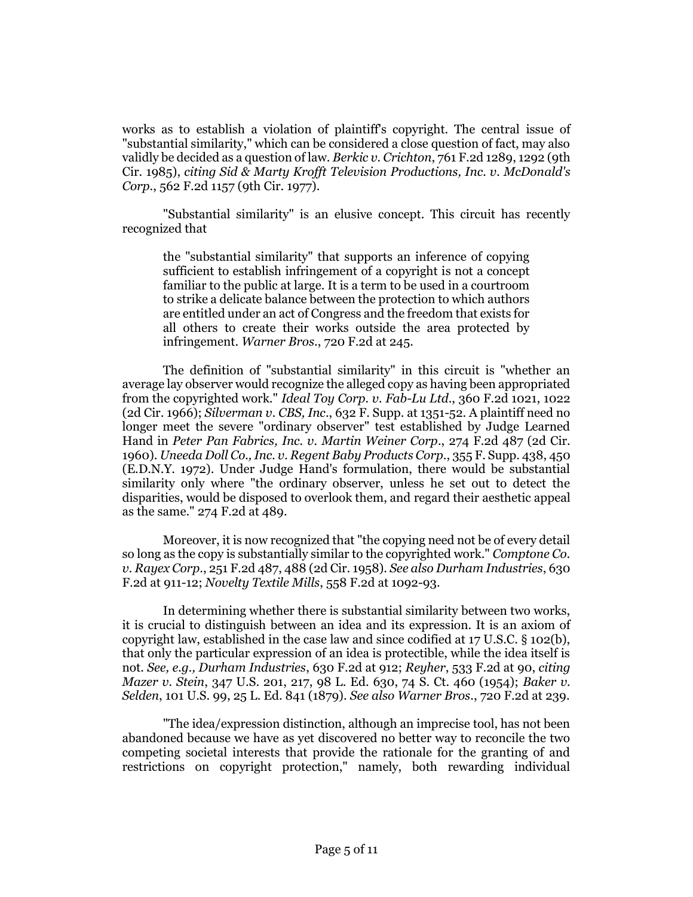works as to establish a violation of plaintiff's copyright. The central issue of "substantial similarity," which can be considered a close question of fact, may also validly be decided as a question of law. *Berkic v. Crichton*, 761 F.2d 1289, 1292 (9th Cir. 1985), *citing Sid & Marty Krofft Television Productions, Inc. v. McDonald's Corp.*, 562 F.2d 1157 (9th Cir. 1977).

"Substantial similarity" is an elusive concept. This circuit has recently recognized that

> the "substantial similarity" that supports an inference of copying sufficient to establish infringement of a copyright is not a concept familiar to the public at large. It is a term to be used in a courtroom to strike a delicate balance between the protection to which authors are entitled under an act of Congress and the freedom that exists for all others to create their works outside the area protected by infringement. *Warner Bros.*, 720 F.2d at 245.

The definition of "substantial similarity" in this circuit is "whether an average lay observer would recognize the alleged copy as having been appropriated from the copyrighted work." *Ideal Toy Corp. v. Fab-Lu Ltd.*, 360 F.2d 1021, 1022 (2d Cir. 1966); *Silverman v. CBS, Inc.*, 632 F. Supp. at 1351-52. A plaintiff need no longer meet the severe "ordinary observer" test established by Judge Learned Hand in *Peter Pan Fabrics, Inc. v. Martin Weiner Corp.*, 274 F.2d 487 (2d Cir. 1960). *Uneeda Doll Co., Inc. v. Regent Baby Products Corp.*, 355 F. Supp. 438, 450 (E.D.N.Y. 1972). Under Judge Hand's formulation, there would be substantial similarity only where "the ordinary observer, unless he set out to detect the disparities, would be disposed to overlook them, and regard their aesthetic appeal as the same." 274 F.2d at 489.

Moreover, it is now recognized that "the copying need not be of every detail so long as the copy is substantially similar to the copyrighted work." *Comptone Co. v. Rayex Corp.*, 251 F.2d 487, 488 (2d Cir. 1958). *See also Durham Industries*, 630 F.2d at 911-12; *Novelty Textile Mills*, 558 F.2d at 1092-93.

In determining whether there is substantial similarity between two works, it is crucial to distinguish between an idea and its expression. It is an axiom of copyright law, established in the case law and since codified at 17 U.S.C. § 102(b), that only the particular expression of an idea is protectible, while the idea itself is not. *See, e.g., Durham Industries*, 630 F.2d at 912; *Reyher*, 533 F.2d at 90, *citing Mazer v. Stein*, 347 U.S. 201, 217, 98 L. Ed. 630, 74 S. Ct. 460 (1954); *Baker v. Selden*, 101 U.S. 99, 25 L. Ed. 841 (1879). *See also Warner Bros.*, 720 F.2d at 239.

"The idea/expression distinction, although an imprecise tool, has not been abandoned because we have as yet discovered no better way to reconcile the two competing societal interests that provide the rationale for the granting of and restrictions on copyright protection," namely, both rewarding individual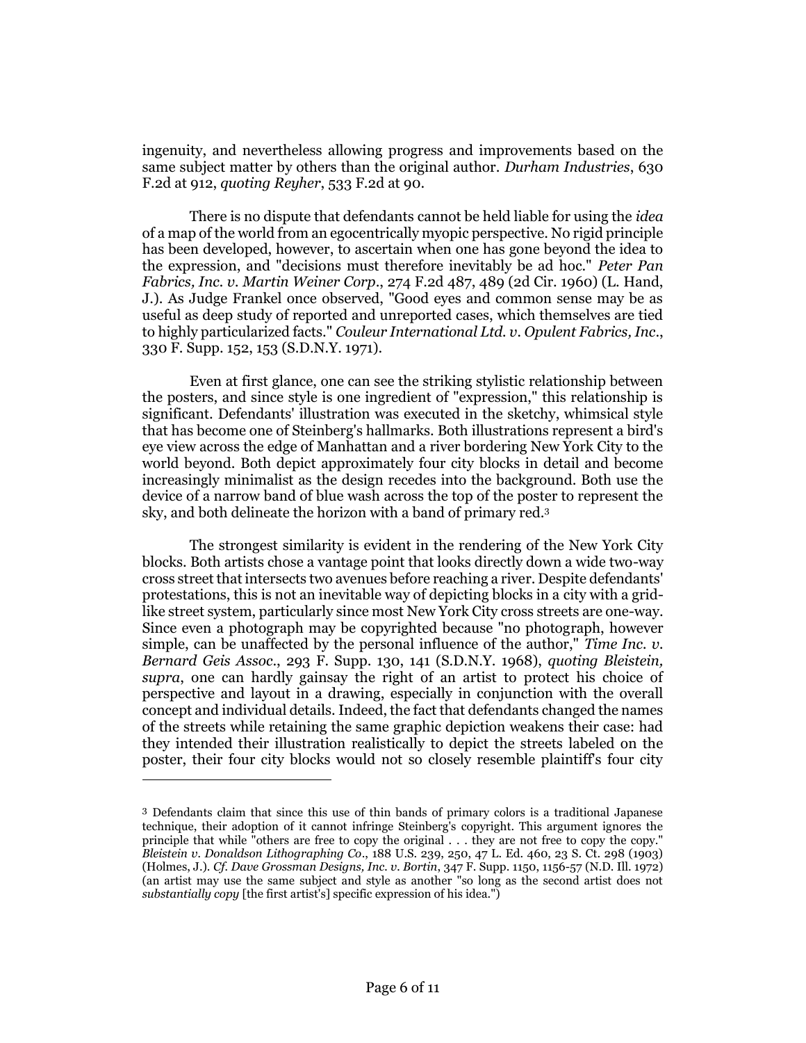ingenuity, and nevertheless allowing progress and improvements based on the same subject matter by others than the original author. *Durham Industries*, 630 F.2d at 912, *quoting Reyher*, 533 F.2d at 90.

There is no dispute that defendants cannot be held liable for using the *idea* of a map of the world from an egocentrically myopic perspective. No rigid principle has been developed, however, to ascertain when one has gone beyond the idea to the expression, and "decisions must therefore inevitably be ad hoc." *Peter Pan Fabrics, Inc. v. Martin Weiner Corp.*, 274 F.2d 487, 489 (2d Cir. 1960) (L. Hand, J.). As Judge Frankel once observed, "Good eyes and common sense may be as useful as deep study of reported and unreported cases, which themselves are tied to highly particularized facts." *Couleur International Ltd. v. Opulent Fabrics, Inc.*, 330 F. Supp. 152, 153 (S.D.N.Y. 1971).

Even at first glance, one can see the striking stylistic relationship between the posters, and since style is one ingredient of "expression," this relationship is significant. Defendants' illustration was executed in the sketchy, whimsical style that has become one of Steinberg's hallmarks. Both illustrations represent a bird's eye view across the edge of Manhattan and a river bordering New York City to the world beyond. Both depict approximately four city blocks in detail and become increasingly minimalist as the design recedes into the background. Both use the device of a narrow band of blue wash across the top of the poster to represent the sky, and both delineate the horizon with a band of primary red.[3]

The strongest similarity is evident in the rendering of the New York City blocks. Both artists chose a vantage point that looks directly down a wide two-way cross street that intersects two avenues before reaching a river. Despite defendants' protestations, this is not an inevitable way of depicting blocks in a city with a grid-like street system, particularly since most New York City cross streets are one-way. Since even a photograph may be copyrighted because "no photograph, however simple, can be unaffected by the personal influence of the author," *Time Inc. v. Bernard Geis Assoc.*, 293 F. Supp. 130, 141 (S.D.N.Y. 1968), *quoting Bleistein, supra*, one can hardly gainsay the right of an artist to protect his choice of perspective and layout in a drawing, especially in conjunction with the overall concept and individual details. Indeed, the fact that defendants changed the names of the streets while retaining the same graphic depiction weakens their case: had they intended their illustration realistically to depict the streets labeled on the poster, their four city blocks would not so closely resemble plaintiff's four city

---

[3] Defendants claim that since this use of thin bands of primary colors is a traditional Japanese technique, their adoption of it cannot infringe Steinberg's copyright. This argument ignores the principle that while "others are free to copy the original . . . they are not free to copy the copy." *Bleistein v. Donaldson Lithographing Co.*, 188 U.S. 239, 250, 47 L. Ed. 460, 23 S. Ct. 298 (1903) (Holmes, J.). *Cf. Dave Grossman Designs, Inc. v. Bortin*, 347 F. Supp. 1150, 1156-57 (N.D. Ill. 1972) (an artist may use the same subject and style as another "so long as the second artist does not *substantially copy* [the first artist's] specific expression of his idea.")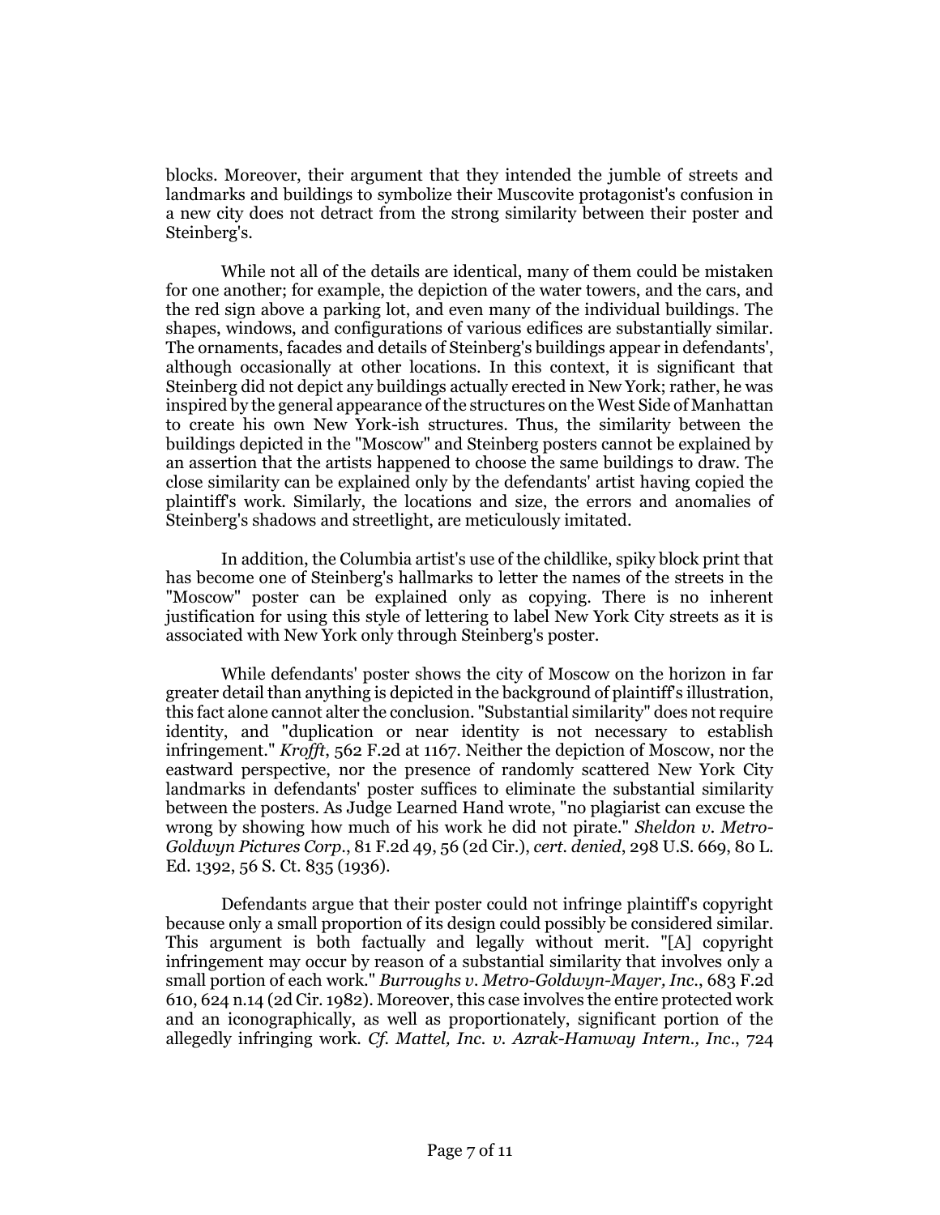blocks. Moreover, their argument that they intended the jumble of streets and landmarks and buildings to symbolize their Muscovite protagonist's confusion in a new city does not detract from the strong similarity between their poster and Steinberg's.

While not all of the details are identical, many of them could be mistaken for one another; for example, the depiction of the water towers, and the cars, and the red sign above a parking lot, and even many of the individual buildings. The shapes, windows, and configurations of various edifices are substantially similar. The ornaments, facades and details of Steinberg's buildings appear in defendants', although occasionally at other locations. In this context, it is significant that Steinberg did not depict any buildings actually erected in New York; rather, he was inspired by the general appearance of the structures on the West Side of Manhattan to create his own New York-ish structures. Thus, the similarity between the buildings depicted in the "Moscow" and Steinberg posters cannot be explained by an assertion that the artists happened to choose the same buildings to draw. The close similarity can be explained only by the defendants' artist having copied the plaintiff's work. Similarly, the locations and size, the errors and anomalies of Steinberg's shadows and streetlight, are meticulously imitated.

In addition, the Columbia artist's use of the childlike, spiky block print that has become one of Steinberg's hallmarks to letter the names of the streets in the "Moscow" poster can be explained only as copying. There is no inherent justification for using this style of lettering to label New York City streets as it is associated with New York only through Steinberg's poster.

While defendants' poster shows the city of Moscow on the horizon in far greater detail than anything is depicted in the background of plaintiff's illustration, this fact alone cannot alter the conclusion. "Substantial similarity" does not require identity, and "duplication or near identity is not necessary to establish infringement." *Krofft*, 562 F.2d at 1167. Neither the depiction of Moscow, nor the eastward perspective, nor the presence of randomly scattered New York City landmarks in defendants' poster suffices to eliminate the substantial similarity between the posters. As Judge Learned Hand wrote, "no plagiarist can excuse the wrong by showing how much of his work he did not pirate." *Sheldon v. Metro-Goldwyn Pictures Corp.*, 81 F.2d 49, 56 (2d Cir.), *cert. denied*, 298 U.S. 669, 80 L. Ed. 1392, 56 S. Ct. 835 (1936).

Defendants argue that their poster could not infringe plaintiff's copyright because only a small proportion of its design could possibly be considered similar. This argument is both factually and legally without merit. "[A] copyright infringement may occur by reason of a substantial similarity that involves only a small portion of each work." *Burroughs v. Metro-Goldwyn-Mayer, Inc.*, 683 F.2d 610, 624 n.14 (2d Cir. 1982). Moreover, this case involves the entire protected work and an iconographically, as well as proportionately, significant portion of the allegedly infringing work. *Cf. Mattel, Inc. v. Azrak-Hamway Intern., Inc.*, 724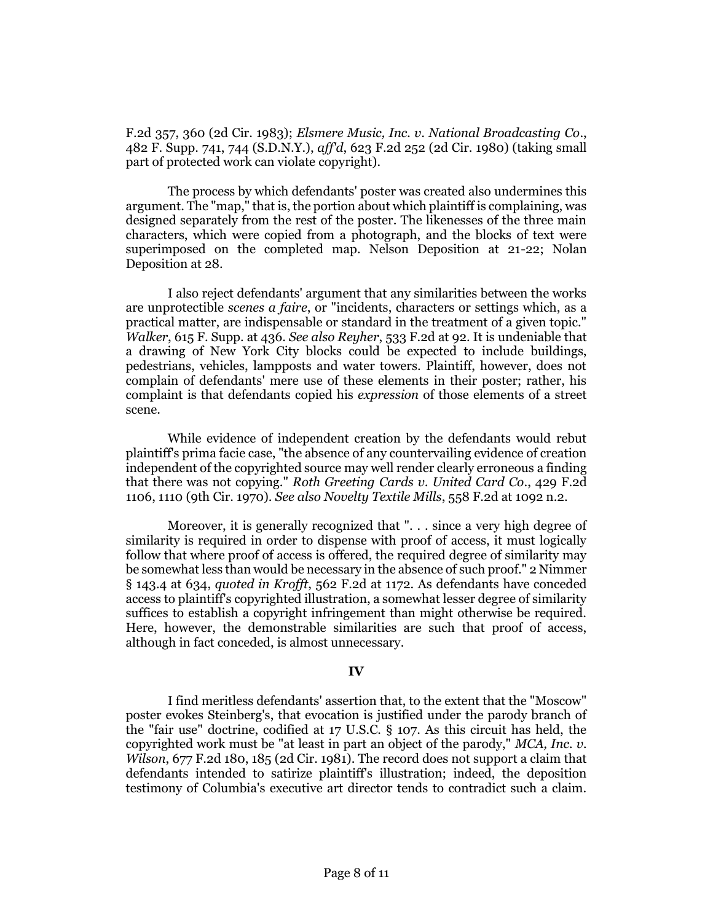F.2d 357, 360 (2d Cir. 1983); *Elsmere Music, Inc. v. National Broadcasting Co.*, 482 F. Supp. 741, 744 (S.D.N.Y.), *aff'd*, 623 F.2d 252 (2d Cir. 1980) (taking small part of protected work can violate copyright).

The process by which defendants' poster was created also undermines this argument. The "map," that is, the portion about which plaintiff is complaining, was designed separately from the rest of the poster. The likenesses of the three main characters, which were copied from a photograph, and the blocks of text were superimposed on the completed map. Nelson Deposition at 21-22; Nolan Deposition at 28.

I also reject defendants' argument that any similarities between the works are unprotectible *scenes a faire*, or "incidents, characters or settings which, as a practical matter, are indispensable or standard in the treatment of a given topic." *Walker*, 615 F. Supp. at 436. *See also Reyher*, 533 F.2d at 92. It is undeniable that a drawing of New York City blocks could be expected to include buildings, pedestrians, vehicles, lampposts and water towers. Plaintiff, however, does not complain of defendants' mere use of these elements in their poster; rather, his complaint is that defendants copied his *expression* of those elements of a street scene.

While evidence of independent creation by the defendants would rebut plaintiff's prima facie case, "the absence of any countervailing evidence of creation independent of the copyrighted source may well render clearly erroneous a finding that there was not copying." *Roth Greeting Cards v. United Card Co.*, 429 F.2d 1106, 1110 (9th Cir. 1970). *See also Novelty Textile Mills*, 558 F.2d at 1092 n.2.

Moreover, it is generally recognized that ". . . since a very high degree of similarity is required in order to dispense with proof of access, it must logically follow that where proof of access is offered, the required degree of similarity may be somewhat less than would be necessary in the absence of such proof." 2 Nimmer § 143.4 at 634, *quoted in Krofft*, 562 F.2d at 1172. As defendants have conceded access to plaintiff's copyrighted illustration, a somewhat lesser degree of similarity suffices to establish a copyright infringement than might otherwise be required. Here, however, the demonstrable similarities are such that proof of access, although in fact conceded, is almost unnecessary.

## IV

I find meritless defendants' assertion that, to the extent that the "Moscow" poster evokes Steinberg's, that evocation is justified under the parody branch of the "fair use" doctrine, codified at 17 U.S.C. § 107. As this circuit has held, the copyrighted work must be "at least in part an object of the parody," *MCA, Inc. v. Wilson*, 677 F.2d 180, 185 (2d Cir. 1981). The record does not support a claim that defendants intended to satirize plaintiff's illustration; indeed, the deposition testimony of Columbia's executive art director tends to contradict such a claim.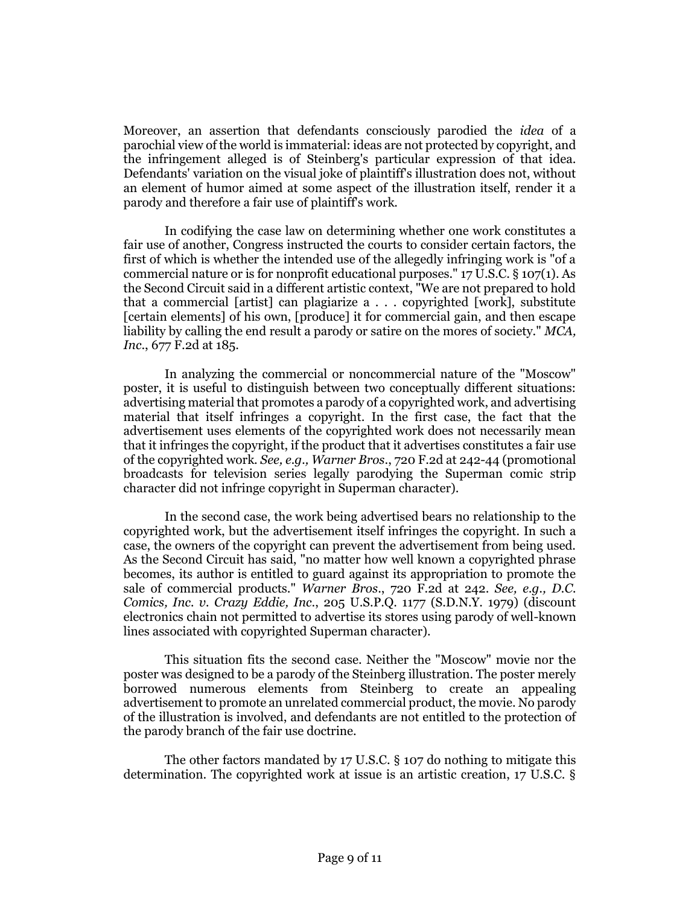Moreover, an assertion that defendants consciously parodied the *idea* of a parochial view of the world is immaterial: ideas are not protected by copyright, and the infringement alleged is of Steinberg's particular expression of that idea. Defendants' variation on the visual joke of plaintiff's illustration does not, without an element of humor aimed at some aspect of the illustration itself, render it a parody and therefore a fair use of plaintiff's work.

In codifying the case law on determining whether one work constitutes a fair use of another, Congress instructed the courts to consider certain factors, the first of which is whether the intended use of the allegedly infringing work is "of a commercial nature or is for nonprofit educational purposes." 17 U.S.C. § 107(1). As the Second Circuit said in a different artistic context, "We are not prepared to hold that a commercial [artist] can plagiarize a . . . copyrighted [work], substitute [certain elements] of his own, [produce] it for commercial gain, and then escape liability by calling the end result a parody or satire on the mores of society." *MCA, Inc.*, 677 F.2d at 185.

In analyzing the commercial or noncommercial nature of the "Moscow" poster, it is useful to distinguish between two conceptually different situations: advertising material that promotes a parody of a copyrighted work, and advertising material that itself infringes a copyright. In the first case, the fact that the advertisement uses elements of the copyrighted work does not necessarily mean that it infringes the copyright, if the product that it advertises constitutes a fair use of the copyrighted work. *See, e.g., Warner Bros.*, 720 F.2d at 242-44 (promotional broadcasts for television series legally parodying the Superman comic strip character did not infringe copyright in Superman character).

In the second case, the work being advertised bears no relationship to the copyrighted work, but the advertisement itself infringes the copyright. In such a case, the owners of the copyright can prevent the advertisement from being used. As the Second Circuit has said, "no matter how well known a copyrighted phrase becomes, its author is entitled to guard against its appropriation to promote the sale of commercial products." *Warner Bros.*, 720 F.2d at 242. *See, e.g., D.C. Comics, Inc. v. Crazy Eddie, Inc.*, 205 U.S.P.Q. 1177 (S.D.N.Y. 1979) (discount electronics chain not permitted to advertise its stores using parody of well-known lines associated with copyrighted Superman character).

This situation fits the second case. Neither the "Moscow" movie nor the poster was designed to be a parody of the Steinberg illustration. The poster merely borrowed numerous elements from Steinberg to create an appealing advertisement to promote an unrelated commercial product, the movie. No parody of the illustration is involved, and defendants are not entitled to the protection of the parody branch of the fair use doctrine.

The other factors mandated by 17 U.S.C. § 107 do nothing to mitigate this determination. The copyrighted work at issue is an artistic creation, 17 U.S.C. §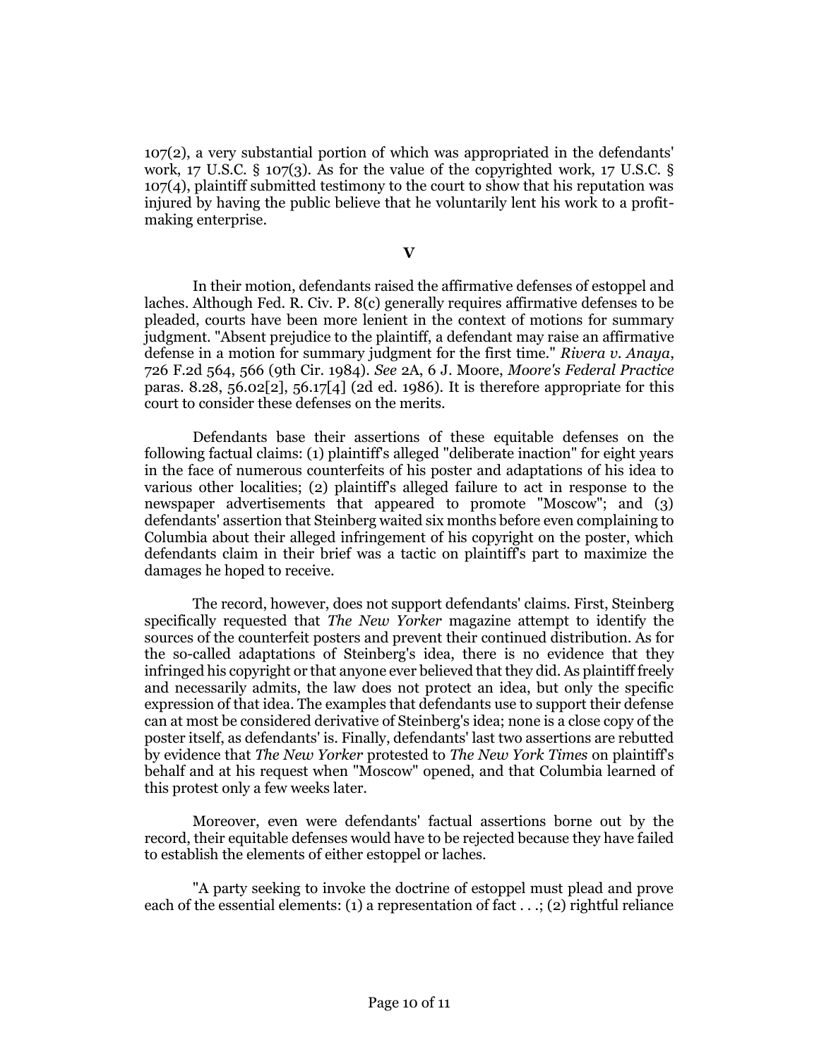107(2), a very substantial portion of which was appropriated in the defendants' work, 17 U.S.C. § 107(3). As for the value of the copyrighted work, 17 U.S.C. § 107(4), plaintiff submitted testimony to the court to show that his reputation was injured by having the public believe that he voluntarily lent his work to a profit-making enterprise.

## V

In their motion, defendants raised the affirmative defenses of estoppel and laches. Although Fed. R. Civ. P. 8(c) generally requires affirmative defenses to be pleaded, courts have been more lenient in the context of motions for summary judgment. "Absent prejudice to the plaintiff, a defendant may raise an affirmative defense in a motion for summary judgment for the first time." *Rivera v. Anaya*, 726 F.2d 564, 566 (9th Cir. 1984). *See* 2A, 6 J. Moore, *Moore's Federal Practice* paras. 8.28, 56.02[2], 56.17[4] (2d ed. 1986). It is therefore appropriate for this court to consider these defenses on the merits.

Defendants base their assertions of these equitable defenses on the following factual claims: (1) plaintiff's alleged "deliberate inaction" for eight years in the face of numerous counterfeits of his poster and adaptations of his idea to various other localities; (2) plaintiff's alleged failure to act in response to the newspaper advertisements that appeared to promote "Moscow"; and (3) defendants' assertion that Steinberg waited six months before even complaining to Columbia about their alleged infringement of his copyright on the poster, which defendants claim in their brief was a tactic on plaintiff's part to maximize the damages he hoped to receive.

The record, however, does not support defendants' claims. First, Steinberg specifically requested that *The New Yorker* magazine attempt to identify the sources of the counterfeit posters and prevent their continued distribution. As for the so-called adaptations of Steinberg's idea, there is no evidence that they infringed his copyright or that anyone ever believed that they did. As plaintiff freely and necessarily admits, the law does not protect an idea, but only the specific expression of that idea. The examples that defendants use to support their defense can at most be considered derivative of Steinberg's idea; none is a close copy of the poster itself, as defendants' is. Finally, defendants' last two assertions are rebutted by evidence that *The New Yorker* protested to *The New York Times* on plaintiff's behalf and at his request when "Moscow" opened, and that Columbia learned of this protest only a few weeks later.

Moreover, even were defendants' factual assertions borne out by the record, their equitable defenses would have to be rejected because they have failed to establish the elements of either estoppel or laches.

"A party seeking to invoke the doctrine of estoppel must plead and prove each of the essential elements: (1) a representation of fact . . .; (2) rightful reliance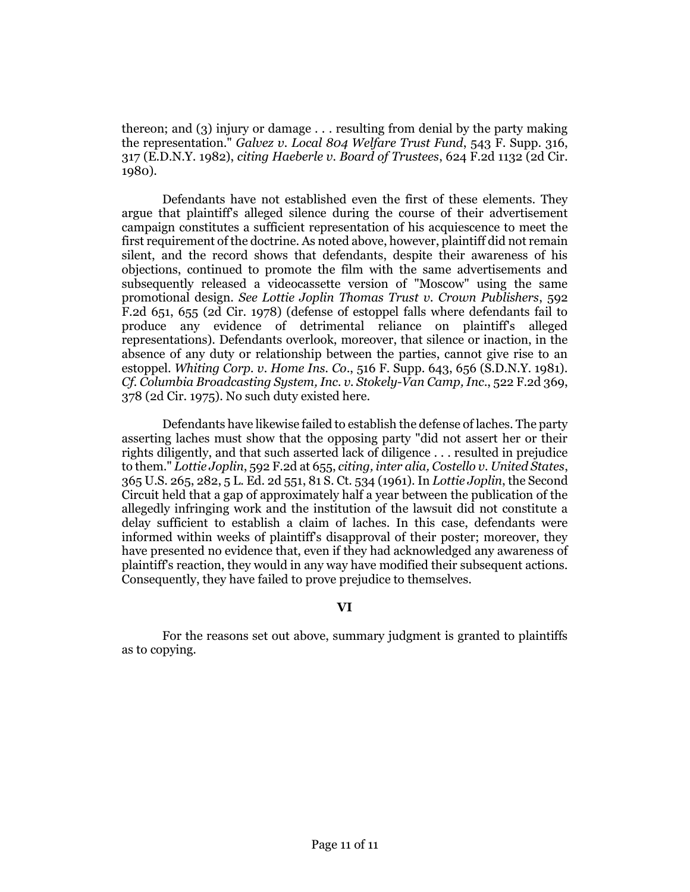thereon; and (3) injury or damage . . . resulting from denial by the party making the representation." *Galvez v. Local 804 Welfare Trust Fund*, 543 F. Supp. 316, 317 (E.D.N.Y. 1982), *citing Haeberle v. Board of Trustees*, 624 F.2d 1132 (2d Cir. 1980).

Defendants have not established even the first of these elements. They argue that plaintiff's alleged silence during the course of their advertisement campaign constitutes a sufficient representation of his acquiescence to meet the first requirement of the doctrine. As noted above, however, plaintiff did not remain silent, and the record shows that defendants, despite their awareness of his objections, continued to promote the film with the same advertisements and subsequently released a videocassette version of "Moscow" using the same promotional design. *See Lottie Joplin Thomas Trust v. Crown Publishers*, 592 F.2d 651, 655 (2d Cir. 1978) (defense of estoppel falls where defendants fail to produce any evidence of detrimental reliance on plaintiff's alleged representations). Defendants overlook, moreover, that silence or inaction, in the absence of any duty or relationship between the parties, cannot give rise to an estoppel. *Whiting Corp. v. Home Ins. Co.*, 516 F. Supp. 643, 656 (S.D.N.Y. 1981). *Cf. Columbia Broadcasting System, Inc. v. Stokely-Van Camp, Inc.*, 522 F.2d 369, 378 (2d Cir. 1975). No such duty existed here.

Defendants have likewise failed to establish the defense of laches. The party asserting laches must show that the opposing party "did not assert her or their rights diligently, and that such asserted lack of diligence . . . resulted in prejudice to them." *Lottie Joplin*, 592 F.2d at 655, *citing, inter alia, Costello v. United States*, 365 U.S. 265, 282, 5 L. Ed. 2d 551, 81 S. Ct. 534 (1961). In *Lottie Joplin*, the Second Circuit held that a gap of approximately half a year between the publication of the allegedly infringing work and the institution of the lawsuit did not constitute a delay sufficient to establish a claim of laches. In this case, defendants were informed within weeks of plaintiff's disapproval of their poster; moreover, they have presented no evidence that, even if they had acknowledged any awareness of plaintiff's reaction, they would in any way have modified their subsequent actions. Consequently, they have failed to prove prejudice to themselves.

**VI**

For the reasons set out above, summary judgment is granted to plaintiffs as to copying.